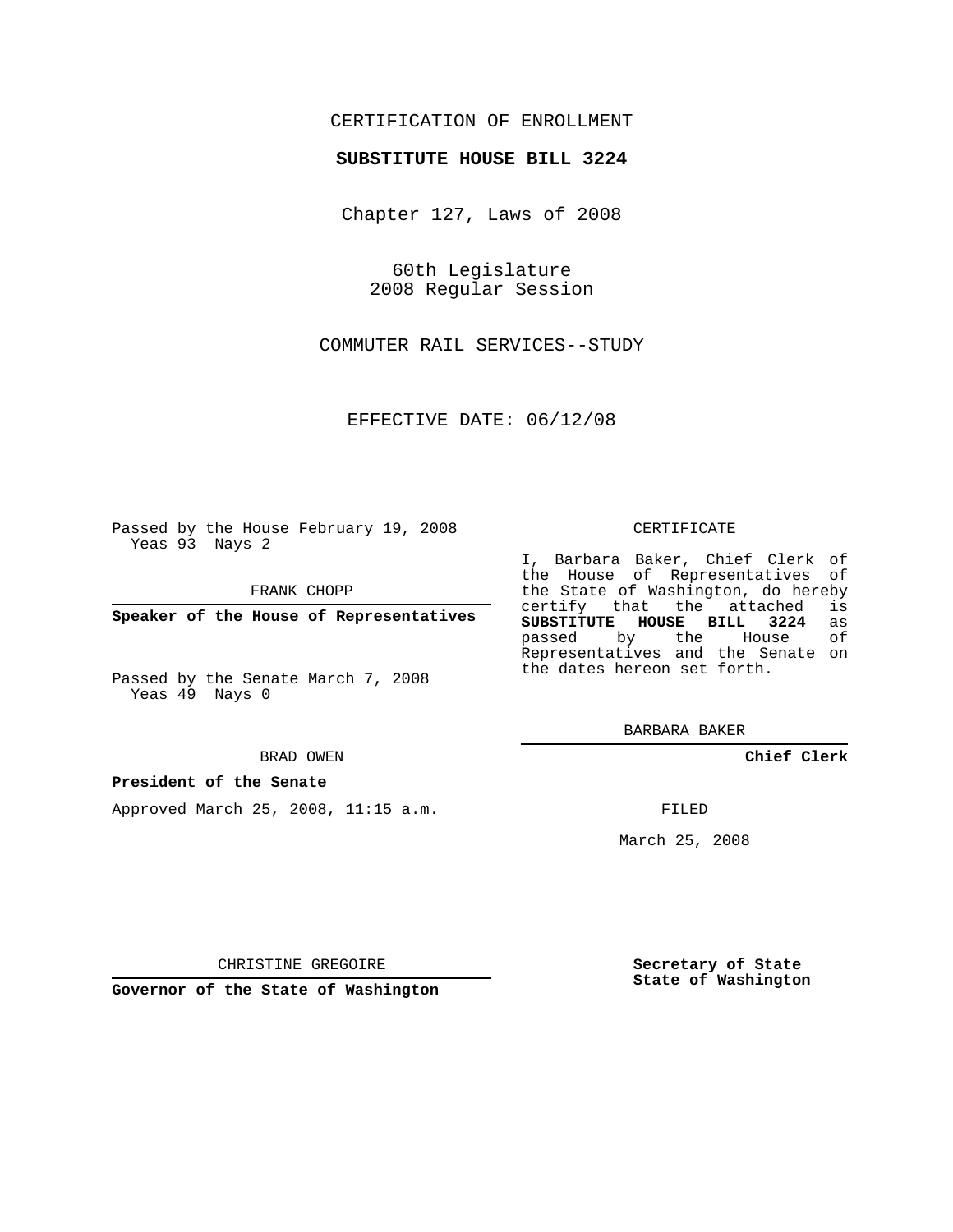CERTIFICATION OF ENROLLMENT

**SUBSTITUTE HOUSE BILL 3224**

Chapter 127, Laws of 2008

60th Legislature
2008 Regular Session

COMMUTER RAIL SERVICES--STUDY

EFFECTIVE DATE: 06/12/08

Passed by the House February 19, 2008
Yeas 93 Nays 2

FRANK CHOPP

**Speaker of the House of Representatives**

Passed by the Senate March 7, 2008
Yeas 49 Nays 0

BRAD OWEN

**President of the Senate**

Approved March 25, 2008, 11:15 a.m.

CHRISTINE GREGOIRE

**Governor of the State of Washington**

CERTIFICATE

I, Barbara Baker, Chief Clerk of the House of Representatives of the State of Washington, do hereby certify that the attached is **SUBSTITUTE HOUSE BILL 3224** as passed by the House of Representatives and the Senate on the dates hereon set forth.

BARBARA BAKER

**Chief Clerk**

FILED

March 25, 2008

**Secretary of State**
**State of Washington**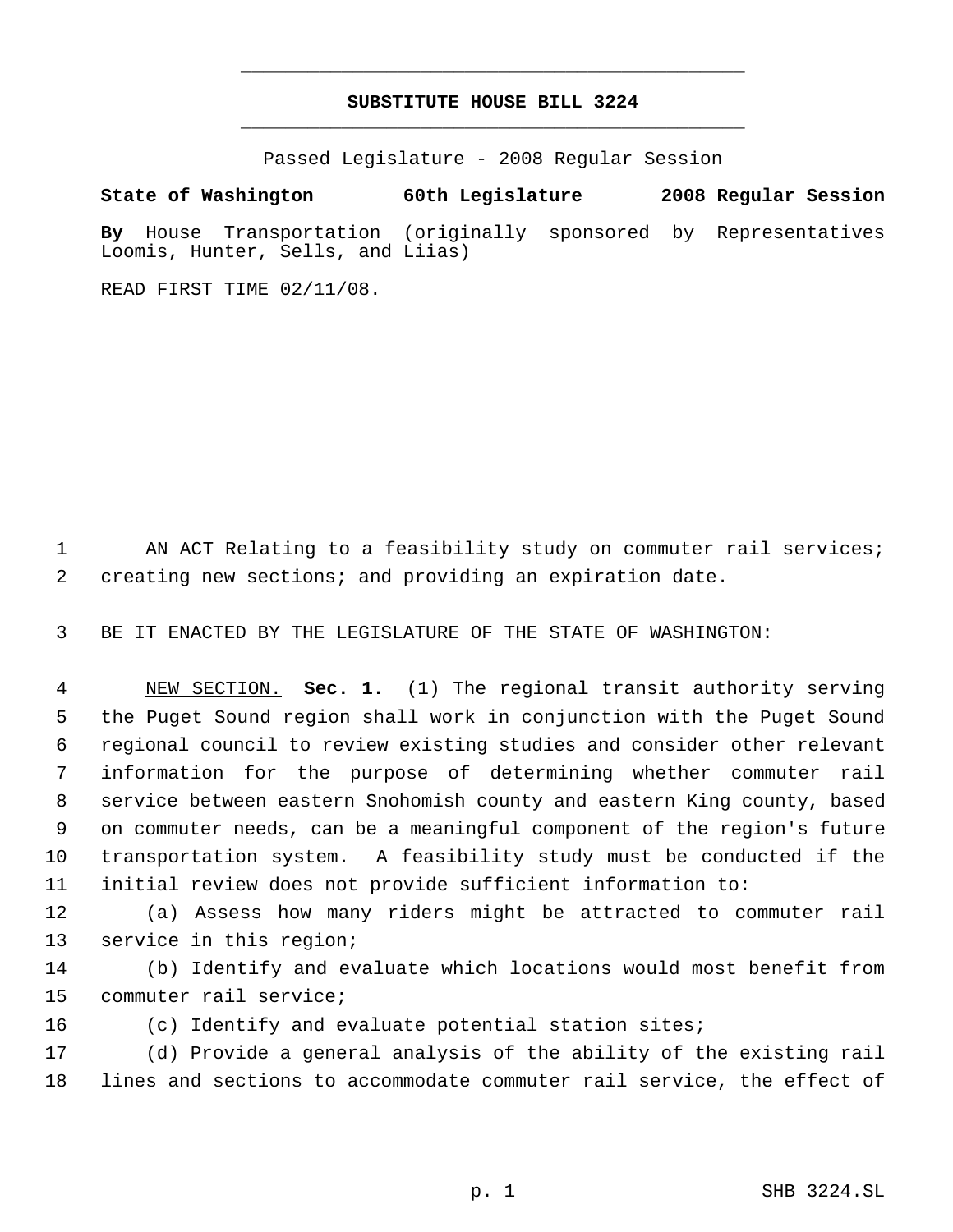# SUBSTITUTE HOUSE BILL 3224

Passed Legislature - 2008 Regular Session

**State of Washington 60th Legislature 2008 Regular Session**

**By** House Transportation (originally sponsored by Representatives Loomis, Hunter, Sells, and Liias)

READ FIRST TIME 02/11/08.

AN ACT Relating to a feasibility study on commuter rail services; creating new sections; and providing an expiration date.

BE IT ENACTED BY THE LEGISLATURE OF THE STATE OF WASHINGTON:

NEW SECTION. **Sec. 1.** (1) The regional transit authority serving the Puget Sound region shall work in conjunction with the Puget Sound regional council to review existing studies and consider other relevant information for the purpose of determining whether commuter rail service between eastern Snohomish county and eastern King county, based on commuter needs, can be a meaningful component of the region's future transportation system. A feasibility study must be conducted if the initial review does not provide sufficient information to:

(a) Assess how many riders might be attracted to commuter rail service in this region;

(b) Identify and evaluate which locations would most benefit from commuter rail service;

(c) Identify and evaluate potential station sites;

(d) Provide a general analysis of the ability of the existing rail lines and sections to accommodate commuter rail service, the effect of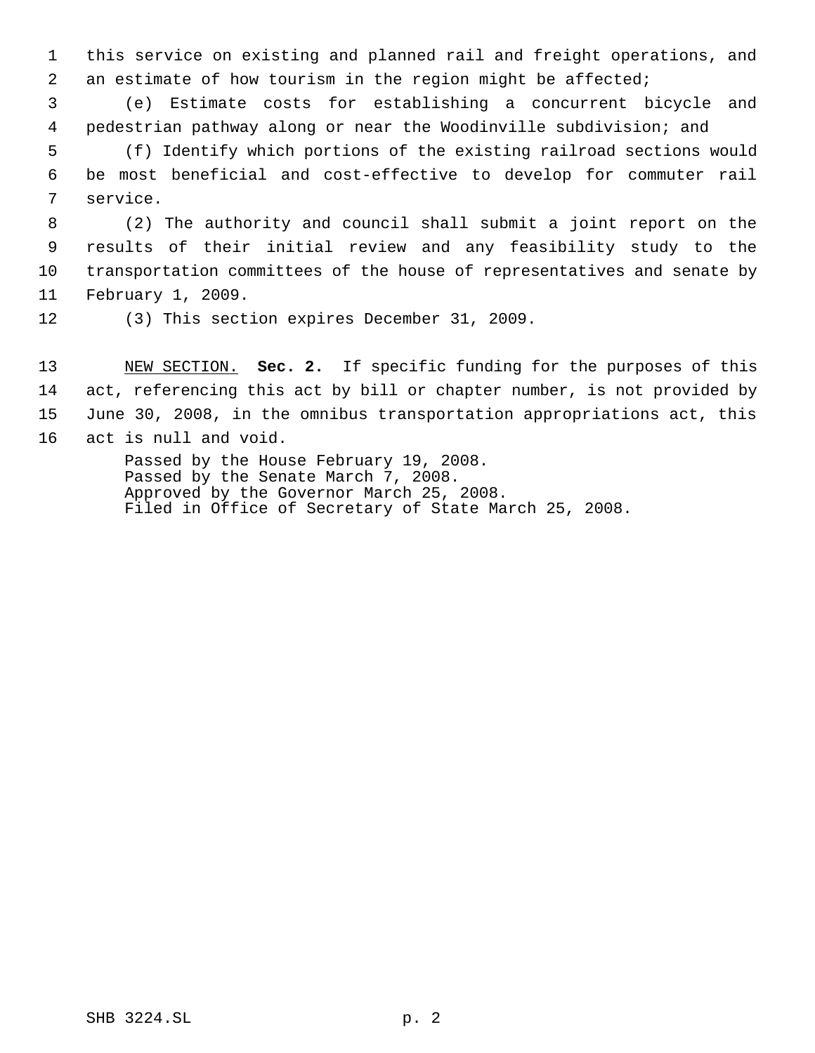this service on existing and planned rail and freight operations, and an estimate of how tourism in the region might be affected;

(e) Estimate costs for establishing a concurrent bicycle and pedestrian pathway along or near the Woodinville subdivision; and

(f) Identify which portions of the existing railroad sections would be most beneficial and cost-effective to develop for commuter rail service.

(2) The authority and council shall submit a joint report on the results of their initial review and any feasibility study to the transportation committees of the house of representatives and senate by February 1, 2009.

(3) This section expires December 31, 2009.

NEW SECTION. **Sec. 2.** If specific funding for the purposes of this act, referencing this act by bill or chapter number, is not provided by June 30, 2008, in the omnibus transportation appropriations act, this act is null and void.

Passed by the House February 19, 2008.
Passed by the Senate March 7, 2008.
Approved by the Governor March 25, 2008.
Filed in Office of Secretary of State March 25, 2008.